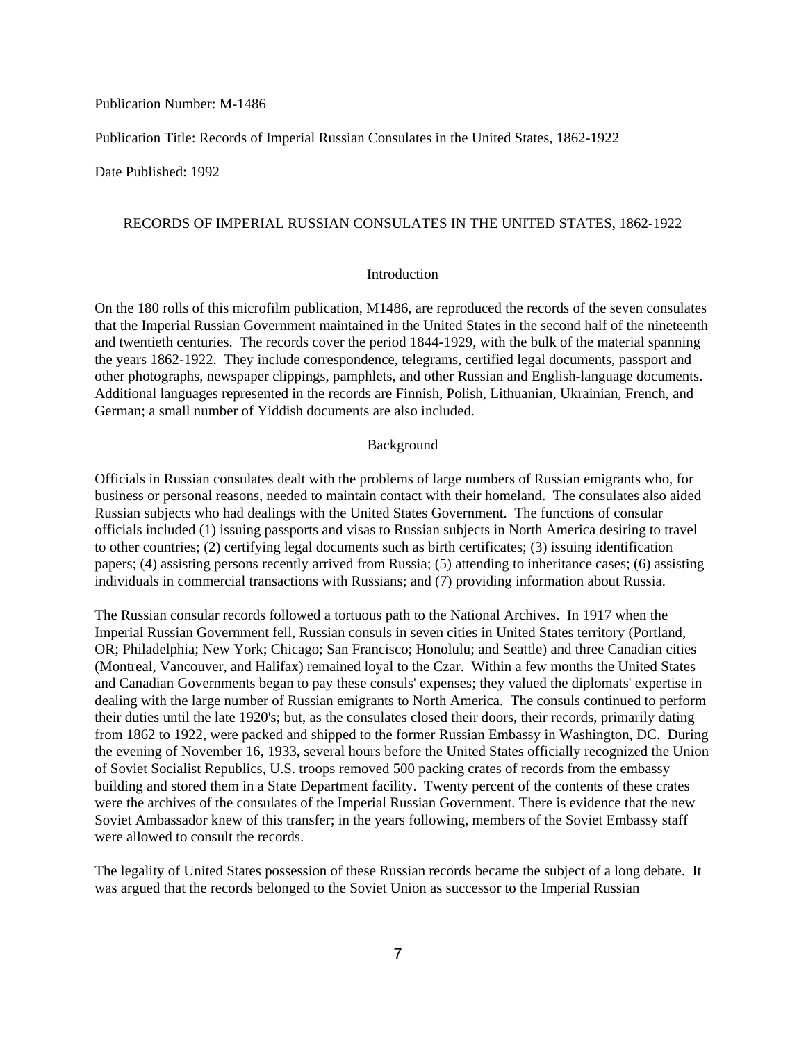Publication Number: M-1486

Publication Title: Records of Imperial Russian Consulates in the United States, 1862-1922

Date Published: 1992

# RECORDS OF IMPERIAL RUSSIAN CONSULATES IN THE UNITED STATES, 1862-1922

## Introduction

On the 180 rolls of this microfilm publication, M1486, are reproduced the records of the seven consulates that the Imperial Russian Government maintained in the United States in the second half of the nineteenth and twentieth centuries. The records cover the period 1844-1929, with the bulk of the material spanning the years 1862-1922. They include correspondence, telegrams, certified legal documents, passport and other photographs, newspaper clippings, pamphlets, and other Russian and English-language documents. Additional languages represented in the records are Finnish, Polish, Lithuanian, Ukrainian, French, and German; a small number of Yiddish documents are also included.

## Background

Officials in Russian consulates dealt with the problems of large numbers of Russian emigrants who, for business or personal reasons, needed to maintain contact with their homeland. The consulates also aided Russian subjects who had dealings with the United States Government. The functions of consular officials included (1) issuing passports and visas to Russian subjects in North America desiring to travel to other countries; (2) certifying legal documents such as birth certificates; (3) issuing identification papers; (4) assisting persons recently arrived from Russia; (5) attending to inheritance cases; (6) assisting individuals in commercial transactions with Russians; and (7) providing information about Russia.

The Russian consular records followed a tortuous path to the National Archives. In 1917 when the Imperial Russian Government fell, Russian consuls in seven cities in United States territory (Portland, OR; Philadelphia; New York; Chicago; San Francisco; Honolulu; and Seattle) and three Canadian cities (Montreal, Vancouver, and Halifax) remained loyal to the Czar. Within a few months the United States and Canadian Governments began to pay these consuls' expenses; they valued the diplomats' expertise in dealing with the large number of Russian emigrants to North America. The consuls continued to perform their duties until the late 1920's; but, as the consulates closed their doors, their records, primarily dating from 1862 to 1922, were packed and shipped to the former Russian Embassy in Washington, DC. During the evening of November 16, 1933, several hours before the United States officially recognized the Union of Soviet Socialist Republics, U.S. troops removed 500 packing crates of records from the embassy building and stored them in a State Department facility. Twenty percent of the contents of these crates were the archives of the consulates of the Imperial Russian Government. There is evidence that the new Soviet Ambassador knew of this transfer; in the years following, members of the Soviet Embassy staff were allowed to consult the records.

The legality of United States possession of these Russian records became the subject of a long debate. It was argued that the records belonged to the Soviet Union as successor to the Imperial Russian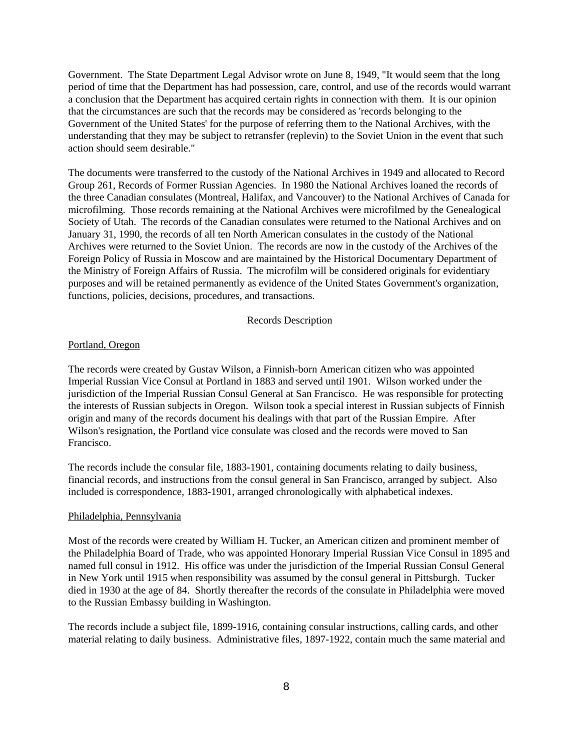Government. The State Department Legal Advisor wrote on June 8, 1949, "It would seem that the long period of time that the Department has had possession, care, control, and use of the records would warrant a conclusion that the Department has acquired certain rights in connection with them. It is our opinion that the circumstances are such that the records may be considered as 'records belonging to the Government of the United States' for the purpose of referring them to the National Archives, with the understanding that they may be subject to retransfer (replevin) to the Soviet Union in the event that such action should seem desirable."

The documents were transferred to the custody of the National Archives in 1949 and allocated to Record Group 261, Records of Former Russian Agencies. In 1980 the National Archives loaned the records of the three Canadian consulates (Montreal, Halifax, and Vancouver) to the National Archives of Canada for microfilming. Those records remaining at the National Archives were microfilmed by the Genealogical Society of Utah. The records of the Canadian consulates were returned to the National Archives and on January 31, 1990, the records of all ten North American consulates in the custody of the National Archives were returned to the Soviet Union. The records are now in the custody of the Archives of the Foreign Policy of Russia in Moscow and are maintained by the Historical Documentary Department of the Ministry of Foreign Affairs of Russia. The microfilm will be considered originals for evidentiary purposes and will be retained permanently as evidence of the United States Government's organization, functions, policies, decisions, procedures, and transactions.

## Records Description

### Portland, Oregon

The records were created by Gustav Wilson, a Finnish-born American citizen who was appointed Imperial Russian Vice Consul at Portland in 1883 and served until 1901. Wilson worked under the jurisdiction of the Imperial Russian Consul General at San Francisco. He was responsible for protecting the interests of Russian subjects in Oregon. Wilson took a special interest in Russian subjects of Finnish origin and many of the records document his dealings with that part of the Russian Empire. After Wilson's resignation, the Portland vice consulate was closed and the records were moved to San Francisco.

The records include the consular file, 1883-1901, containing documents relating to daily business, financial records, and instructions from the consul general in San Francisco, arranged by subject. Also included is correspondence, 1883-1901, arranged chronologically with alphabetical indexes.

### Philadelphia, Pennsylvania

Most of the records were created by William H. Tucker, an American citizen and prominent member of the Philadelphia Board of Trade, who was appointed Honorary Imperial Russian Vice Consul in 1895 and named full consul in 1912. His office was under the jurisdiction of the Imperial Russian Consul General in New York until 1915 when responsibility was assumed by the consul general in Pittsburgh. Tucker died in 1930 at the age of 84. Shortly thereafter the records of the consulate in Philadelphia were moved to the Russian Embassy building in Washington.

The records include a subject file, 1899-1916, containing consular instructions, calling cards, and other material relating to daily business. Administrative files, 1897-1922, contain much the same material and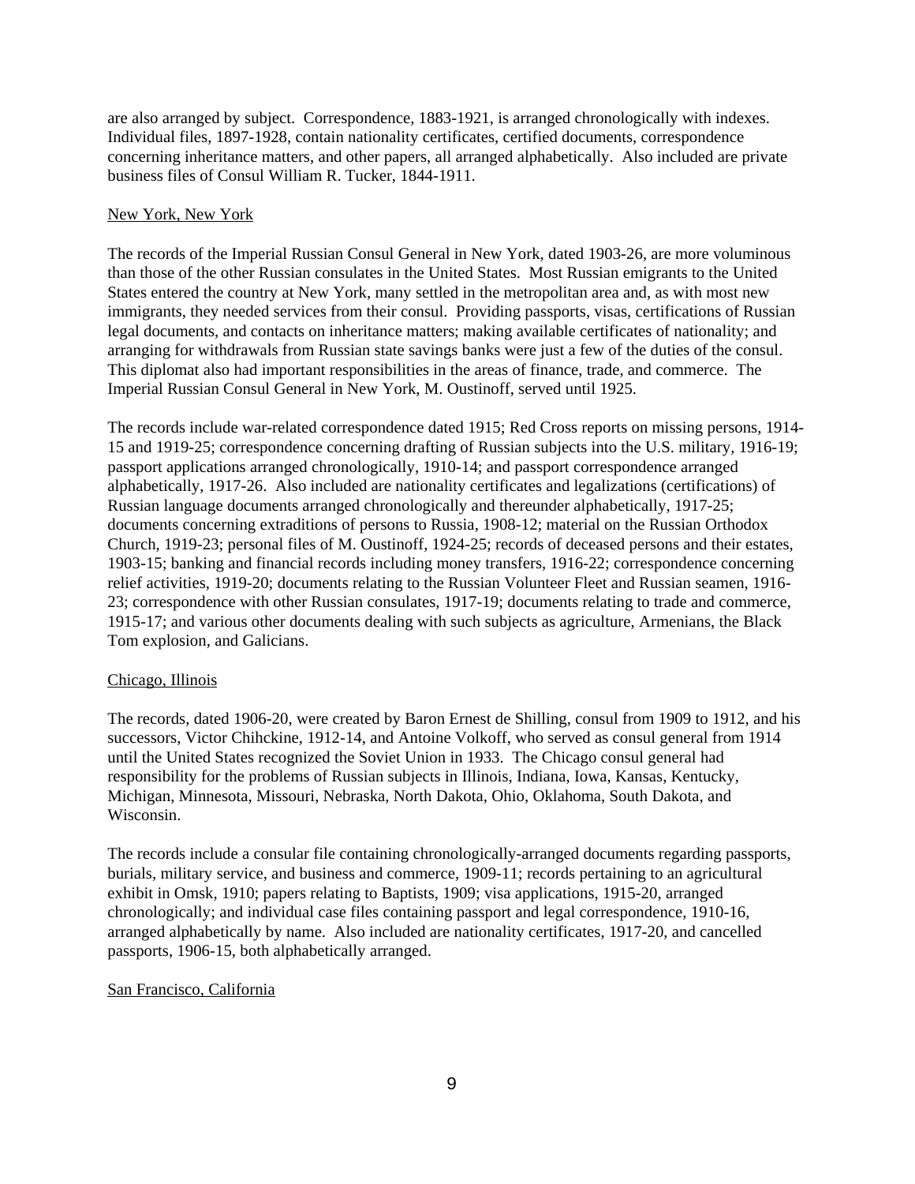are also arranged by subject. Correspondence, 1883-1921, is arranged chronologically with indexes. Individual files, 1897-1928, contain nationality certificates, certified documents, correspondence concerning inheritance matters, and other papers, all arranged alphabetically. Also included are private business files of Consul William R. Tucker, 1844-1911.

### New York, New York

The records of the Imperial Russian Consul General in New York, dated 1903-26, are more voluminous than those of the other Russian consulates in the United States. Most Russian emigrants to the United States entered the country at New York, many settled in the metropolitan area and, as with most new immigrants, they needed services from their consul. Providing passports, visas, certifications of Russian legal documents, and contacts on inheritance matters; making available certificates of nationality; and arranging for withdrawals from Russian state savings banks were just a few of the duties of the consul. This diplomat also had important responsibilities in the areas of finance, trade, and commerce. The Imperial Russian Consul General in New York, M. Oustinoff, served until 1925.

The records include war-related correspondence dated 1915; Red Cross reports on missing persons, 1914-15 and 1919-25; correspondence concerning drafting of Russian subjects into the U.S. military, 1916-19; passport applications arranged chronologically, 1910-14; and passport correspondence arranged alphabetically, 1917-26. Also included are nationality certificates and legalizations (certifications) of Russian language documents arranged chronologically and thereunder alphabetically, 1917-25; documents concerning extraditions of persons to Russia, 1908-12; material on the Russian Orthodox Church, 1919-23; personal files of M. Oustinoff, 1924-25; records of deceased persons and their estates, 1903-15; banking and financial records including money transfers, 1916-22; correspondence concerning relief activities, 1919-20; documents relating to the Russian Volunteer Fleet and Russian seamen, 1916-23; correspondence with other Russian consulates, 1917-19; documents relating to trade and commerce, 1915-17; and various other documents dealing with such subjects as agriculture, Armenians, the Black Tom explosion, and Galicians.

### Chicago, Illinois

The records, dated 1906-20, were created by Baron Ernest de Shilling, consul from 1909 to 1912, and his successors, Victor Chihckine, 1912-14, and Antoine Volkoff, who served as consul general from 1914 until the United States recognized the Soviet Union in 1933. The Chicago consul general had responsibility for the problems of Russian subjects in Illinois, Indiana, Iowa, Kansas, Kentucky, Michigan, Minnesota, Missouri, Nebraska, North Dakota, Ohio, Oklahoma, South Dakota, and Wisconsin.

The records include a consular file containing chronologically-arranged documents regarding passports, burials, military service, and business and commerce, 1909-11; records pertaining to an agricultural exhibit in Omsk, 1910; papers relating to Baptists, 1909; visa applications, 1915-20, arranged chronologically; and individual case files containing passport and legal correspondence, 1910-16, arranged alphabetically by name. Also included are nationality certificates, 1917-20, and cancelled passports, 1906-15, both alphabetically arranged.

### San Francisco, California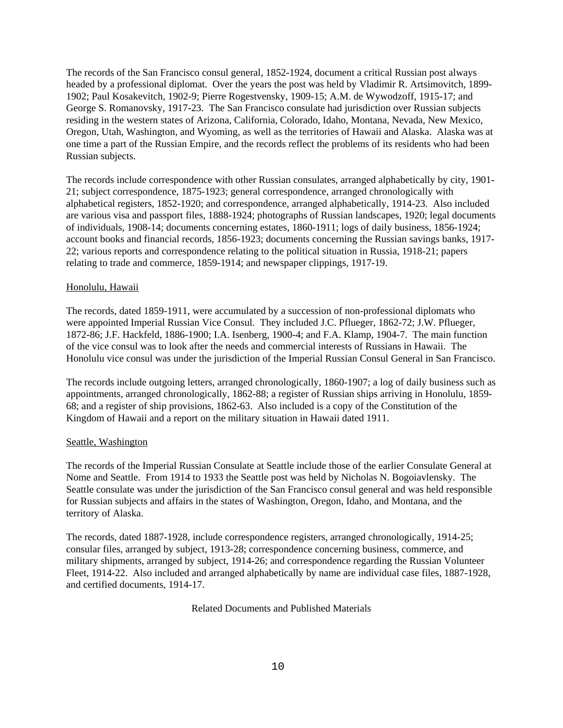The records of the San Francisco consul general, 1852-1924, document a critical Russian post always headed by a professional diplomat. Over the years the post was held by Vladimir R. Artsimovitch, 1899-1902; Paul Kosakevitch, 1902-9; Pierre Rogestvensky, 1909-15; A.M. de Wywodzoff, 1915-17; and George S. Romanovsky, 1917-23. The San Francisco consulate had jurisdiction over Russian subjects residing in the western states of Arizona, California, Colorado, Idaho, Montana, Nevada, New Mexico, Oregon, Utah, Washington, and Wyoming, as well as the territories of Hawaii and Alaska. Alaska was at one time a part of the Russian Empire, and the records reflect the problems of its residents who had been Russian subjects.

The records include correspondence with other Russian consulates, arranged alphabetically by city, 1901-21; subject correspondence, 1875-1923; general correspondence, arranged chronologically with alphabetical registers, 1852-1920; and correspondence, arranged alphabetically, 1914-23. Also included are various visa and passport files, 1888-1924; photographs of Russian landscapes, 1920; legal documents of individuals, 1908-14; documents concerning estates, 1860-1911; logs of daily business, 1856-1924; account books and financial records, 1856-1923; documents concerning the Russian savings banks, 1917-22; various reports and correspondence relating to the political situation in Russia, 1918-21; papers relating to trade and commerce, 1859-1914; and newspaper clippings, 1917-19.

Honolulu, Hawaii

The records, dated 1859-1911, were accumulated by a succession of non-professional diplomats who were appointed Imperial Russian Vice Consul. They included J.C. Pflueger, 1862-72; J.W. Pflueger, 1872-86; J.F. Hackfeld, 1886-1900; I.A. Isenberg, 1900-4; and F.A. Klamp, 1904-7. The main function of the vice consul was to look after the needs and commercial interests of Russians in Hawaii. The Honolulu vice consul was under the jurisdiction of the Imperial Russian Consul General in San Francisco.

The records include outgoing letters, arranged chronologically, 1860-1907; a log of daily business such as appointments, arranged chronologically, 1862-88; a register of Russian ships arriving in Honolulu, 1859-68; and a register of ship provisions, 1862-63. Also included is a copy of the Constitution of the Kingdom of Hawaii and a report on the military situation in Hawaii dated 1911.

Seattle, Washington

The records of the Imperial Russian Consulate at Seattle include those of the earlier Consulate General at Nome and Seattle. From 1914 to 1933 the Seattle post was held by Nicholas N. Bogoiavlensky. The Seattle consulate was under the jurisdiction of the San Francisco consul general and was held responsible for Russian subjects and affairs in the states of Washington, Oregon, Idaho, and Montana, and the territory of Alaska.

The records, dated 1887-1928, include correspondence registers, arranged chronologically, 1914-25; consular files, arranged by subject, 1913-28; correspondence concerning business, commerce, and military shipments, arranged by subject, 1914-26; and correspondence regarding the Russian Volunteer Fleet, 1914-22. Also included and arranged alphabetically by name are individual case files, 1887-1928, and certified documents, 1914-17.

## Related Documents and Published Materials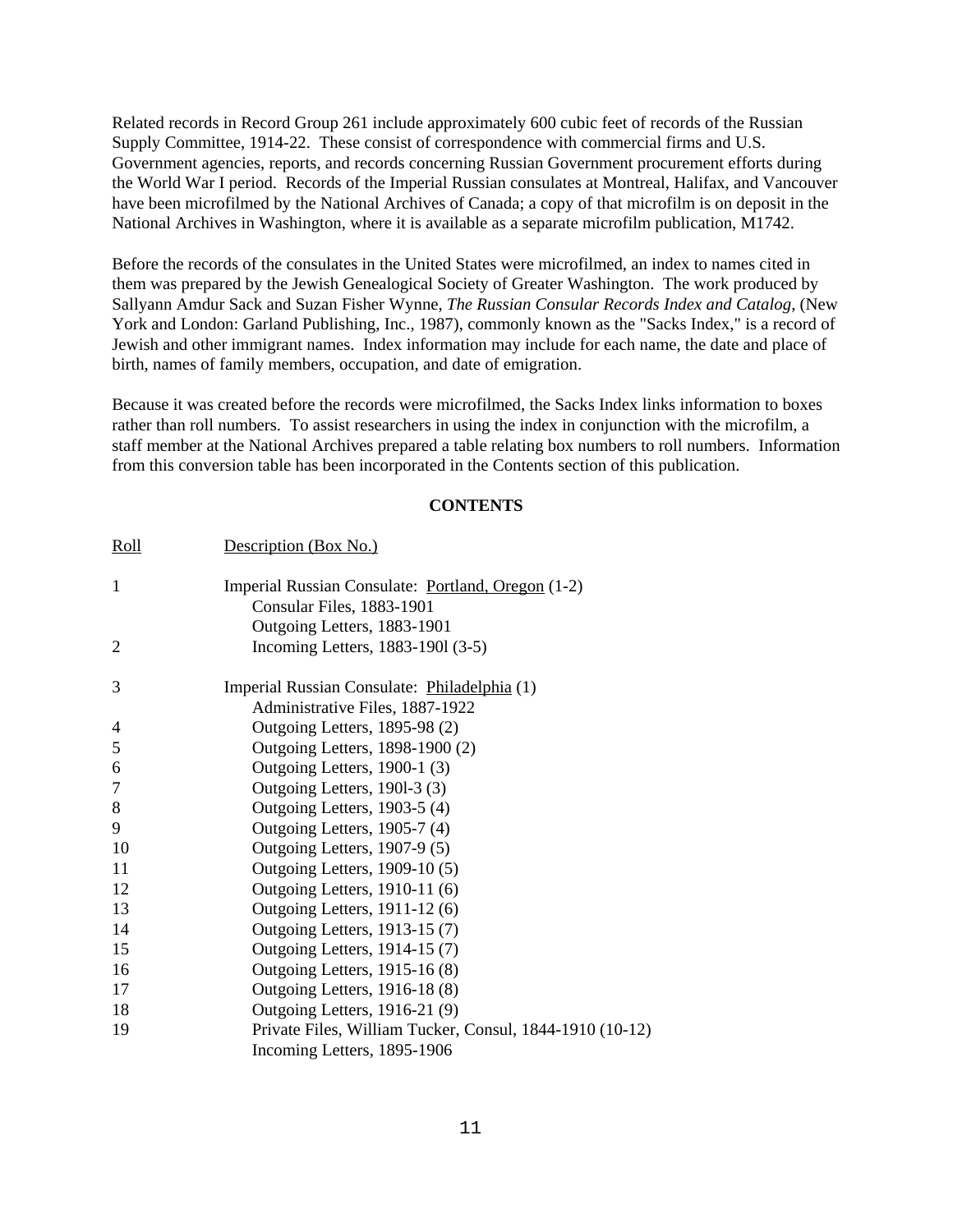Related records in Record Group 261 include approximately 600 cubic feet of records of the Russian Supply Committee, 1914-22. These consist of correspondence with commercial firms and U.S. Government agencies, reports, and records concerning Russian Government procurement efforts during the World War I period. Records of the Imperial Russian consulates at Montreal, Halifax, and Vancouver have been microfilmed by the National Archives of Canada; a copy of that microfilm is on deposit in the National Archives in Washington, where it is available as a separate microfilm publication, M1742.

Before the records of the consulates in the United States were microfilmed, an index to names cited in them was prepared by the Jewish Genealogical Society of Greater Washington. The work produced by Sallyann Amdur Sack and Suzan Fisher Wynne, *The Russian Consular Records Index and Catalog*, (New York and London: Garland Publishing, Inc., 1987), commonly known as the "Sacks Index," is a record of Jewish and other immigrant names. Index information may include for each name, the date and place of birth, names of family members, occupation, and date of emigration.

Because it was created before the records were microfilmed, the Sacks Index links information to boxes rather than roll numbers. To assist researchers in using the index in conjunction with the microfilm, a staff member at the National Archives prepared a table relating box numbers to roll numbers. Information from this conversion table has been incorporated in the Contents section of this publication.

## CONTENTS

| Roll | Description (Box No.) |
|---|---|
| 1 | Imperial Russian Consulate: Portland, Oregon (1-2) |
| | Consular Files, 1883-1901 |
| | Outgoing Letters, 1883-1901 |
| 2 | Incoming Letters, 1883-190l (3-5) |
| 3 | Imperial Russian Consulate: Philadelphia (1) |
| | Administrative Files, 1887-1922 |
| 4 | Outgoing Letters, 1895-98 (2) |
| 5 | Outgoing Letters, 1898-1900 (2) |
| 6 | Outgoing Letters, 1900-1 (3) |
| 7 | Outgoing Letters, 190l-3 (3) |
| 8 | Outgoing Letters, 1903-5 (4) |
| 9 | Outgoing Letters, 1905-7 (4) |
| 10 | Outgoing Letters, 1907-9 (5) |
| 11 | Outgoing Letters, 1909-10 (5) |
| 12 | Outgoing Letters, 1910-11 (6) |
| 13 | Outgoing Letters, 1911-12 (6) |
| 14 | Outgoing Letters, 1913-15 (7) |
| 15 | Outgoing Letters, 1914-15 (7) |
| 16 | Outgoing Letters, 1915-16 (8) |
| 17 | Outgoing Letters, 1916-18 (8) |
| 18 | Outgoing Letters, 1916-21 (9) |
| 19 | Private Files, William Tucker, Consul, 1844-1910 (10-12) |
| | Incoming Letters, 1895-1906 |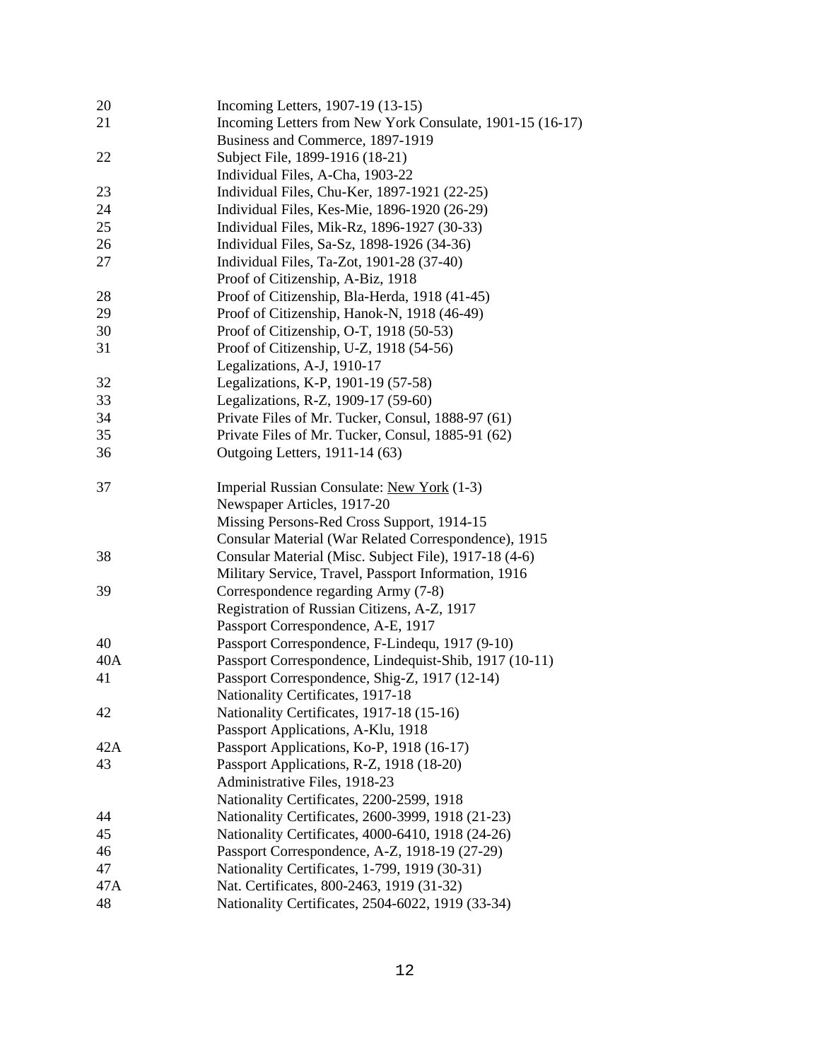| | |
|---|---|
| 20 | Incoming Letters, 1907-19 (13-15) |
| 21 | Incoming Letters from New York Consulate, 1901-15 (16-17) |
| | Business and Commerce, 1897-1919 |
| 22 | Subject File, 1899-1916 (18-21) |
| | Individual Files, A-Cha, 1903-22 |
| 23 | Individual Files, Chu-Ker, 1897-1921 (22-25) |
| 24 | Individual Files, Kes-Mie, 1896-1920 (26-29) |
| 25 | Individual Files, Mik-Rz, 1896-1927 (30-33) |
| 26 | Individual Files, Sa-Sz, 1898-1926 (34-36) |
| 27 | Individual Files, Ta-Zot, 1901-28 (37-40) |
| | Proof of Citizenship, A-Biz, 1918 |
| 28 | Proof of Citizenship, Bla-Herda, 1918 (41-45) |
| 29 | Proof of Citizenship, Hanok-N, 1918 (46-49) |
| 30 | Proof of Citizenship, O-T, 1918 (50-53) |
| 31 | Proof of Citizenship, U-Z, 1918 (54-56) |
| | Legalizations, A-J, 1910-17 |
| 32 | Legalizations, K-P, 1901-19 (57-58) |
| 33 | Legalizations, R-Z, 1909-17 (59-60) |
| 34 | Private Files of Mr. Tucker, Consul, 1888-97 (61) |
| 35 | Private Files of Mr. Tucker, Consul, 1885-91 (62) |
| 36 | Outgoing Letters, 1911-14 (63) |
| | |
| 37 | Imperial Russian Consulate: New York (1-3) |
| | Newspaper Articles, 1917-20 |
| | Missing Persons-Red Cross Support, 1914-15 |
| | Consular Material (War Related Correspondence), 1915 |
| 38 | Consular Material (Misc. Subject File), 1917-18 (4-6) |
| | Military Service, Travel, Passport Information, 1916 |
| 39 | Correspondence regarding Army (7-8) |
| | Registration of Russian Citizens, A-Z, 1917 |
| | Passport Correspondence, A-E, 1917 |
| 40 | Passport Correspondence, F-Lindequ, 1917 (9-10) |
| 40A | Passport Correspondence, Lindequist-Shib, 1917 (10-11) |
| 41 | Passport Correspondence, Shig-Z, 1917 (12-14) |
| | Nationality Certificates, 1917-18 |
| 42 | Nationality Certificates, 1917-18 (15-16) |
| | Passport Applications, A-Klu, 1918 |
| 42A | Passport Applications, Ko-P, 1918 (16-17) |
| 43 | Passport Applications, R-Z, 1918 (18-20) |
| | Administrative Files, 1918-23 |
| | Nationality Certificates, 2200-2599, 1918 |
| 44 | Nationality Certificates, 2600-3999, 1918 (21-23) |
| 45 | Nationality Certificates, 4000-6410, 1918 (24-26) |
| 46 | Passport Correspondence, A-Z, 1918-19 (27-29) |
| 47 | Nationality Certificates, 1-799, 1919 (30-31) |
| 47A | Nat. Certificates, 800-2463, 1919 (31-32) |
| 48 | Nationality Certificates, 2504-6022, 1919 (33-34) |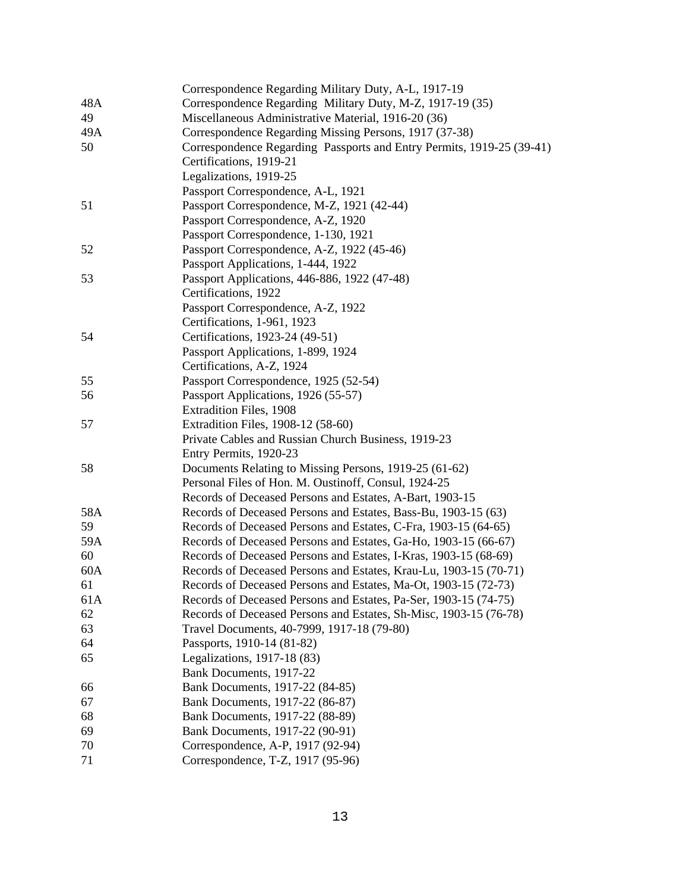| | |
|---|---|
| | Correspondence Regarding Military Duty, A-L, 1917-19 |
| 48A | Correspondence Regarding Military Duty, M-Z, 1917-19 (35) |
| 49 | Miscellaneous Administrative Material, 1916-20 (36) |
| 49A | Correspondence Regarding Missing Persons, 1917 (37-38) |
| 50 | Correspondence Regarding Passports and Entry Permits, 1919-25 (39-41) |
| | Certifications, 1919-21 |
| | Legalizations, 1919-25 |
| | Passport Correspondence, A-L, 1921 |
| 51 | Passport Correspondence, M-Z, 1921 (42-44) |
| | Passport Correspondence, A-Z, 1920 |
| | Passport Correspondence, 1-130, 1921 |
| 52 | Passport Correspondence, A-Z, 1922 (45-46) |
| | Passport Applications, 1-444, 1922 |
| 53 | Passport Applications, 446-886, 1922 (47-48) |
| | Certifications, 1922 |
| | Passport Correspondence, A-Z, 1922 |
| | Certifications, 1-961, 1923 |
| 54 | Certifications, 1923-24 (49-51) |
| | Passport Applications, 1-899, 1924 |
| | Certifications, A-Z, 1924 |
| 55 | Passport Correspondence, 1925 (52-54) |
| 56 | Passport Applications, 1926 (55-57) |
| | Extradition Files, 1908 |
| 57 | Extradition Files, 1908-12 (58-60) |
| | Private Cables and Russian Church Business, 1919-23 |
| | Entry Permits, 1920-23 |
| 58 | Documents Relating to Missing Persons, 1919-25 (61-62) |
| | Personal Files of Hon. M. Oustinoff, Consul, 1924-25 |
| | Records of Deceased Persons and Estates, A-Bart, 1903-15 |
| 58A | Records of Deceased Persons and Estates, Bass-Bu, 1903-15 (63) |
| 59 | Records of Deceased Persons and Estates, C-Fra, 1903-15 (64-65) |
| 59A | Records of Deceased Persons and Estates, Ga-Ho, 1903-15 (66-67) |
| 60 | Records of Deceased Persons and Estates, I-Kras, 1903-15 (68-69) |
| 60A | Records of Deceased Persons and Estates, Krau-Lu, 1903-15 (70-71) |
| 61 | Records of Deceased Persons and Estates, Ma-Ot, 1903-15 (72-73) |
| 61A | Records of Deceased Persons and Estates, Pa-Ser, 1903-15 (74-75) |
| 62 | Records of Deceased Persons and Estates, Sh-Misc, 1903-15 (76-78) |
| 63 | Travel Documents, 40-7999, 1917-18 (79-80) |
| 64 | Passports, 1910-14 (81-82) |
| 65 | Legalizations, 1917-18 (83) |
| | Bank Documents, 1917-22 |
| 66 | Bank Documents, 1917-22 (84-85) |
| 67 | Bank Documents, 1917-22 (86-87) |
| 68 | Bank Documents, 1917-22 (88-89) |
| 69 | Bank Documents, 1917-22 (90-91) |
| 70 | Correspondence, A-P, 1917 (92-94) |
| 71 | Correspondence, T-Z, 1917 (95-96) |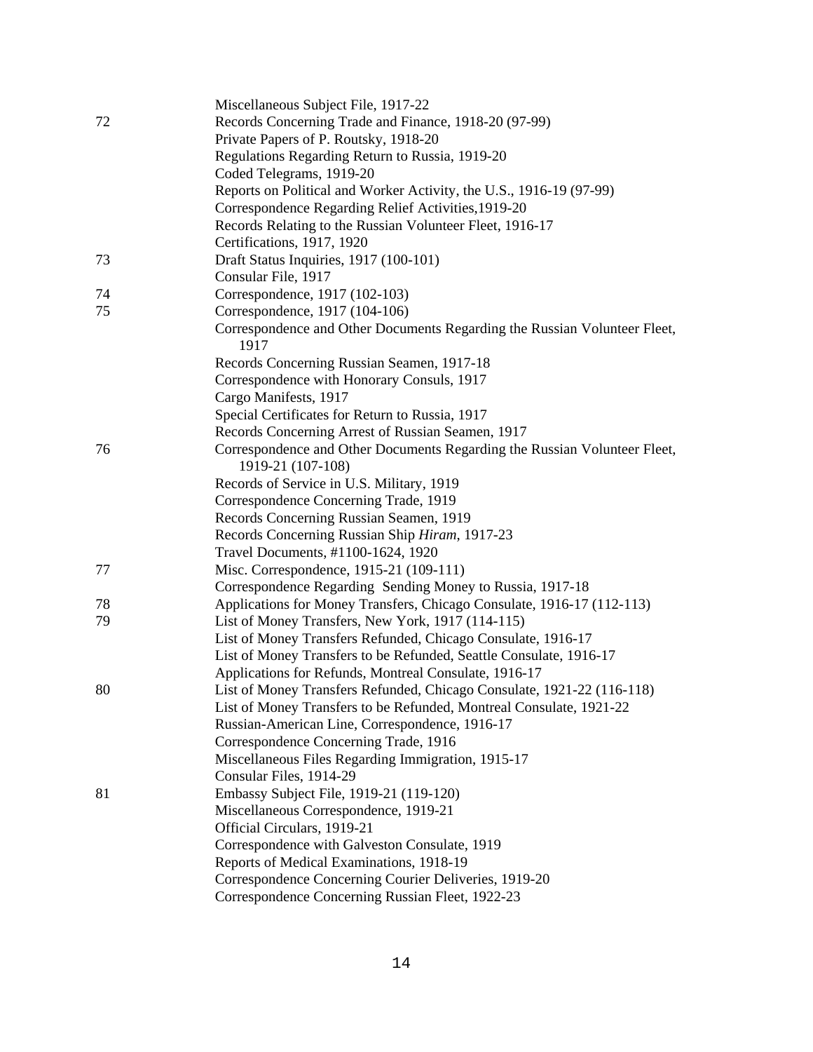| | |
|---|---|
| | Miscellaneous Subject File, 1917-22 |
| 72 | Records Concerning Trade and Finance, 1918-20 (97-99) |
| | Private Papers of P. Routsky, 1918-20 |
| | Regulations Regarding Return to Russia, 1919-20 |
| | Coded Telegrams, 1919-20 |
| | Reports on Political and Worker Activity, the U.S., 1916-19 (97-99) |
| | Correspondence Regarding Relief Activities,1919-20 |
| | Records Relating to the Russian Volunteer Fleet, 1916-17 |
| | Certifications, 1917, 1920 |
| 73 | Draft Status Inquiries, 1917 (100-101) |
| | Consular File, 1917 |
| 74 | Correspondence, 1917 (102-103) |
| 75 | Correspondence, 1917 (104-106) |
| | Correspondence and Other Documents Regarding the Russian Volunteer Fleet, 1917 |
| | Records Concerning Russian Seamen, 1917-18 |
| | Correspondence with Honorary Consuls, 1917 |
| | Cargo Manifests, 1917 |
| | Special Certificates for Return to Russia, 1917 |
| | Records Concerning Arrest of Russian Seamen, 1917 |
| 76 | Correspondence and Other Documents Regarding the Russian Volunteer Fleet, 1919-21 (107-108) |
| | Records of Service in U.S. Military, 1919 |
| | Correspondence Concerning Trade, 1919 |
| | Records Concerning Russian Seamen, 1919 |
| | Records Concerning Russian Ship *Hiram*, 1917-23 |
| | Travel Documents, #1100-1624, 1920 |
| 77 | Misc. Correspondence, 1915-21 (109-111) |
| | Correspondence Regarding Sending Money to Russia, 1917-18 |
| 78 | Applications for Money Transfers, Chicago Consulate, 1916-17 (112-113) |
| 79 | List of Money Transfers, New York, 1917 (114-115) |
| | List of Money Transfers Refunded, Chicago Consulate, 1916-17 |
| | List of Money Transfers to be Refunded, Seattle Consulate, 1916-17 |
| | Applications for Refunds, Montreal Consulate, 1916-17 |
| 80 | List of Money Transfers Refunded, Chicago Consulate, 1921-22 (116-118) |
| | List of Money Transfers to be Refunded, Montreal Consulate, 1921-22 |
| | Russian-American Line, Correspondence, 1916-17 |
| | Correspondence Concerning Trade, 1916 |
| | Miscellaneous Files Regarding Immigration, 1915-17 |
| | Consular Files, 1914-29 |
| 81 | Embassy Subject File, 1919-21 (119-120) |
| | Miscellaneous Correspondence, 1919-21 |
| | Official Circulars, 1919-21 |
| | Correspondence with Galveston Consulate, 1919 |
| | Reports of Medical Examinations, 1918-19 |
| | Correspondence Concerning Courier Deliveries, 1919-20 |
| | Correspondence Concerning Russian Fleet, 1922-23 |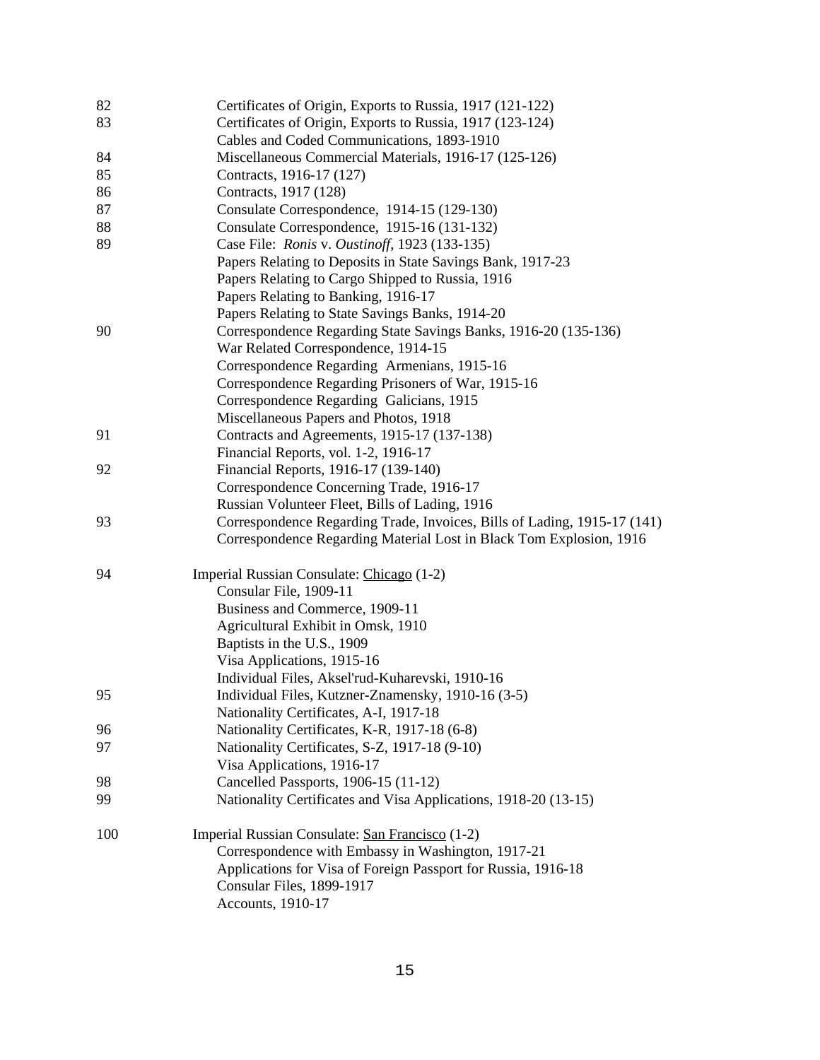| | |
|---|---|
| 82 | Certificates of Origin, Exports to Russia, 1917 (121-122) |
| 83 | Certificates of Origin, Exports to Russia, 1917 (123-124) |
| | Cables and Coded Communications, 1893-1910 |
| 84 | Miscellaneous Commercial Materials, 1916-17 (125-126) |
| 85 | Contracts, 1916-17 (127) |
| 86 | Contracts, 1917 (128) |
| 87 | Consulate Correspondence, 1914-15 (129-130) |
| 88 | Consulate Correspondence, 1915-16 (131-132) |
| 89 | Case File: *Ronis* v. *Oustinoff*, 1923 (133-135) |
| | Papers Relating to Deposits in State Savings Bank, 1917-23 |
| | Papers Relating to Cargo Shipped to Russia, 1916 |
| | Papers Relating to Banking, 1916-17 |
| | Papers Relating to State Savings Banks, 1914-20 |
| 90 | Correspondence Regarding State Savings Banks, 1916-20 (135-136) |
| | War Related Correspondence, 1914-15 |
| | Correspondence Regarding Armenians, 1915-16 |
| | Correspondence Regarding Prisoners of War, 1915-16 |
| | Correspondence Regarding Galicians, 1915 |
| | Miscellaneous Papers and Photos, 1918 |
| 91 | Contracts and Agreements, 1915-17 (137-138) |
| | Financial Reports, vol. 1-2, 1916-17 |
| 92 | Financial Reports, 1916-17 (139-140) |
| | Correspondence Concerning Trade, 1916-17 |
| | Russian Volunteer Fleet, Bills of Lading, 1916 |
| 93 | Correspondence Regarding Trade, Invoices, Bills of Lading, 1915-17 (141) |
| | Correspondence Regarding Material Lost in Black Tom Explosion, 1916 |
| | |
| 94 | Imperial Russian Consulate: <u>Chicago</u> (1-2) |
| | Consular File, 1909-11 |
| | Business and Commerce, 1909-11 |
| | Agricultural Exhibit in Omsk, 1910 |
| | Baptists in the U.S., 1909 |
| | Visa Applications, 1915-16 |
| | Individual Files, Aksel'rud-Kuharevski, 1910-16 |
| 95 | Individual Files, Kutzner-Znamensky, 1910-16 (3-5) |
| | Nationality Certificates, A-I, 1917-18 |
| 96 | Nationality Certificates, K-R, 1917-18 (6-8) |
| 97 | Nationality Certificates, S-Z, 1917-18 (9-10) |
| | Visa Applications, 1916-17 |
| 98 | Cancelled Passports, 1906-15 (11-12) |
| 99 | Nationality Certificates and Visa Applications, 1918-20 (13-15) |
| | |
| 100 | Imperial Russian Consulate: <u>San Francisco</u> (1-2) |
| | Correspondence with Embassy in Washington, 1917-21 |
| | Applications for Visa of Foreign Passport for Russia, 1916-18 |
| | Consular Files, 1899-1917 |
| | Accounts, 1910-17 |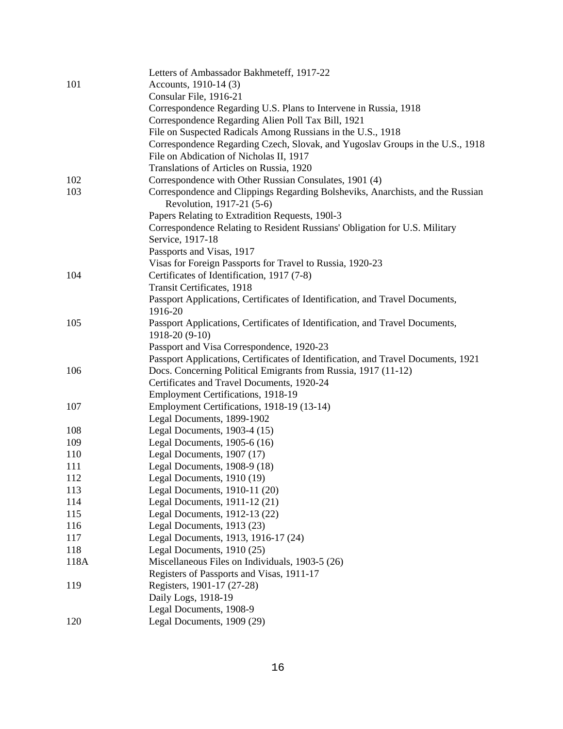| | |
|---|---|
| | Letters of Ambassador Bakhmeteff, 1917-22 |
| 101 | Accounts, 1910-14 (3) |
| | Consular File, 1916-21 |
| | Correspondence Regarding U.S. Plans to Intervene in Russia, 1918 |
| | Correspondence Regarding Alien Poll Tax Bill, 1921 |
| | File on Suspected Radicals Among Russians in the U.S., 1918 |
| | Correspondence Regarding Czech, Slovak, and Yugoslav Groups in the U.S., 1918 |
| | File on Abdication of Nicholas II, 1917 |
| | Translations of Articles on Russia, 1920 |
| 102 | Correspondence with Other Russian Consulates, 1901 (4) |
| 103 | Correspondence and Clippings Regarding Bolsheviks, Anarchists, and the Russian Revolution, 1917-21 (5-6) |
| | Papers Relating to Extradition Requests, 190l-3 |
| | Correspondence Relating to Resident Russians' Obligation for U.S. Military Service, 1917-18 |
| | Passports and Visas, 1917 |
| | Visas for Foreign Passports for Travel to Russia, 1920-23 |
| 104 | Certificates of Identification, 1917 (7-8) |
| | Transit Certificates, 1918 |
| | Passport Applications, Certificates of Identification, and Travel Documents, 1916-20 |
| 105 | Passport Applications, Certificates of Identification, and Travel Documents, 1918-20 (9-10) |
| | Passport and Visa Correspondence, 1920-23 |
| | Passport Applications, Certificates of Identification, and Travel Documents, 1921 |
| 106 | Docs. Concerning Political Emigrants from Russia, 1917 (11-12) |
| | Certificates and Travel Documents, 1920-24 |
| | Employment Certifications, 1918-19 |
| 107 | Employment Certifications, 1918-19 (13-14) |
| | Legal Documents, 1899-1902 |
| 108 | Legal Documents, 1903-4 (15) |
| 109 | Legal Documents, 1905-6 (16) |
| 110 | Legal Documents, 1907 (17) |
| 111 | Legal Documents, 1908-9 (18) |
| 112 | Legal Documents, 1910 (19) |
| 113 | Legal Documents, 1910-11 (20) |
| 114 | Legal Documents, 1911-12 (21) |
| 115 | Legal Documents, 1912-13 (22) |
| 116 | Legal Documents, 1913 (23) |
| 117 | Legal Documents, 1913, 1916-17 (24) |
| 118 | Legal Documents, 1910 (25) |
| 118A | Miscellaneous Files on Individuals, 1903-5 (26) |
| | Registers of Passports and Visas, 1911-17 |
| 119 | Registers, 1901-17 (27-28) |
| | Daily Logs, 1918-19 |
| | Legal Documents, 1908-9 |
| 120 | Legal Documents, 1909 (29) |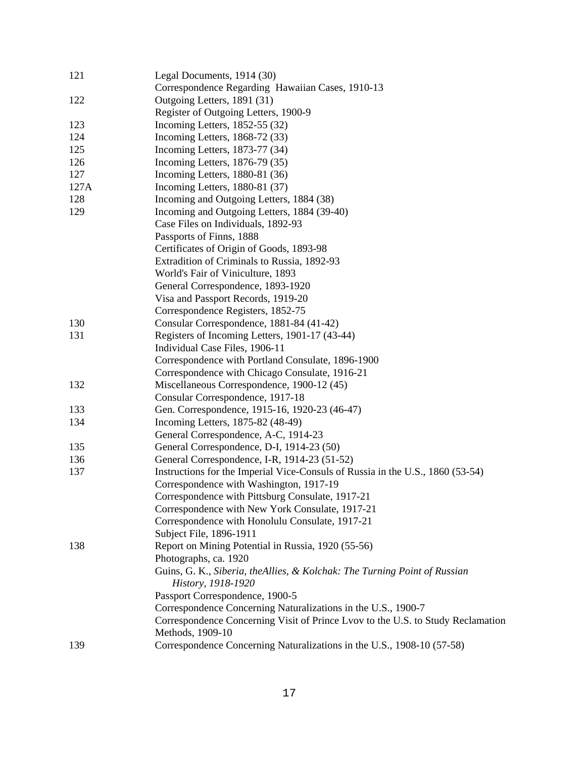| | |
|---|---|
| 121 | Legal Documents, 1914 (30) |
| | Correspondence Regarding Hawaiian Cases, 1910-13 |
| 122 | Outgoing Letters, 1891 (31) |
| | Register of Outgoing Letters, 1900-9 |
| 123 | Incoming Letters, 1852-55 (32) |
| 124 | Incoming Letters, 1868-72 (33) |
| 125 | Incoming Letters, 1873-77 (34) |
| 126 | Incoming Letters, 1876-79 (35) |
| 127 | Incoming Letters, 1880-81 (36) |
| 127A | Incoming Letters, 1880-81 (37) |
| 128 | Incoming and Outgoing Letters, 1884 (38) |
| 129 | Incoming and Outgoing Letters, 1884 (39-40) |
| | Case Files on Individuals, 1892-93 |
| | Passports of Finns, 1888 |
| | Certificates of Origin of Goods, 1893-98 |
| | Extradition of Criminals to Russia, 1892-93 |
| | World's Fair of Viniculture, 1893 |
| | General Correspondence, 1893-1920 |
| | Visa and Passport Records, 1919-20 |
| | Correspondence Registers, 1852-75 |
| 130 | Consular Correspondence, 1881-84 (41-42) |
| 131 | Registers of Incoming Letters, 1901-17 (43-44) |
| | Individual Case Files, 1906-11 |
| | Correspondence with Portland Consulate, 1896-1900 |
| | Correspondence with Chicago Consulate, 1916-21 |
| 132 | Miscellaneous Correspondence, 1900-12 (45) |
| | Consular Correspondence, 1917-18 |
| 133 | Gen. Correspondence, 1915-16, 1920-23 (46-47) |
| 134 | Incoming Letters, 1875-82 (48-49) |
| | General Correspondence, A-C, 1914-23 |
| 135 | General Correspondence, D-I, 1914-23 (50) |
| 136 | General Correspondence, I-R, 1914-23 (51-52) |
| 137 | Instructions for the Imperial Vice-Consuls of Russia in the U.S., 1860 (53-54) |
| | Correspondence with Washington, 1917-19 |
| | Correspondence with Pittsburg Consulate, 1917-21 |
| | Correspondence with New York Consulate, 1917-21 |
| | Correspondence with Honolulu Consulate, 1917-21 |
| | Subject File, 1896-1911 |
| 138 | Report on Mining Potential in Russia, 1920 (55-56) |
| | Photographs, ca. 1920 |
| | Guins, G. K., *Siberia, theAllies, & Kolchak: The Turning Point of Russian History, 1918-1920* |
| | Passport Correspondence, 1900-5 |
| | Correspondence Concerning Naturalizations in the U.S., 1900-7 |
| | Correspondence Concerning Visit of Prince Lvov to the U.S. to Study Reclamation Methods, 1909-10 |
| 139 | Correspondence Concerning Naturalizations in the U.S., 1908-10 (57-58) |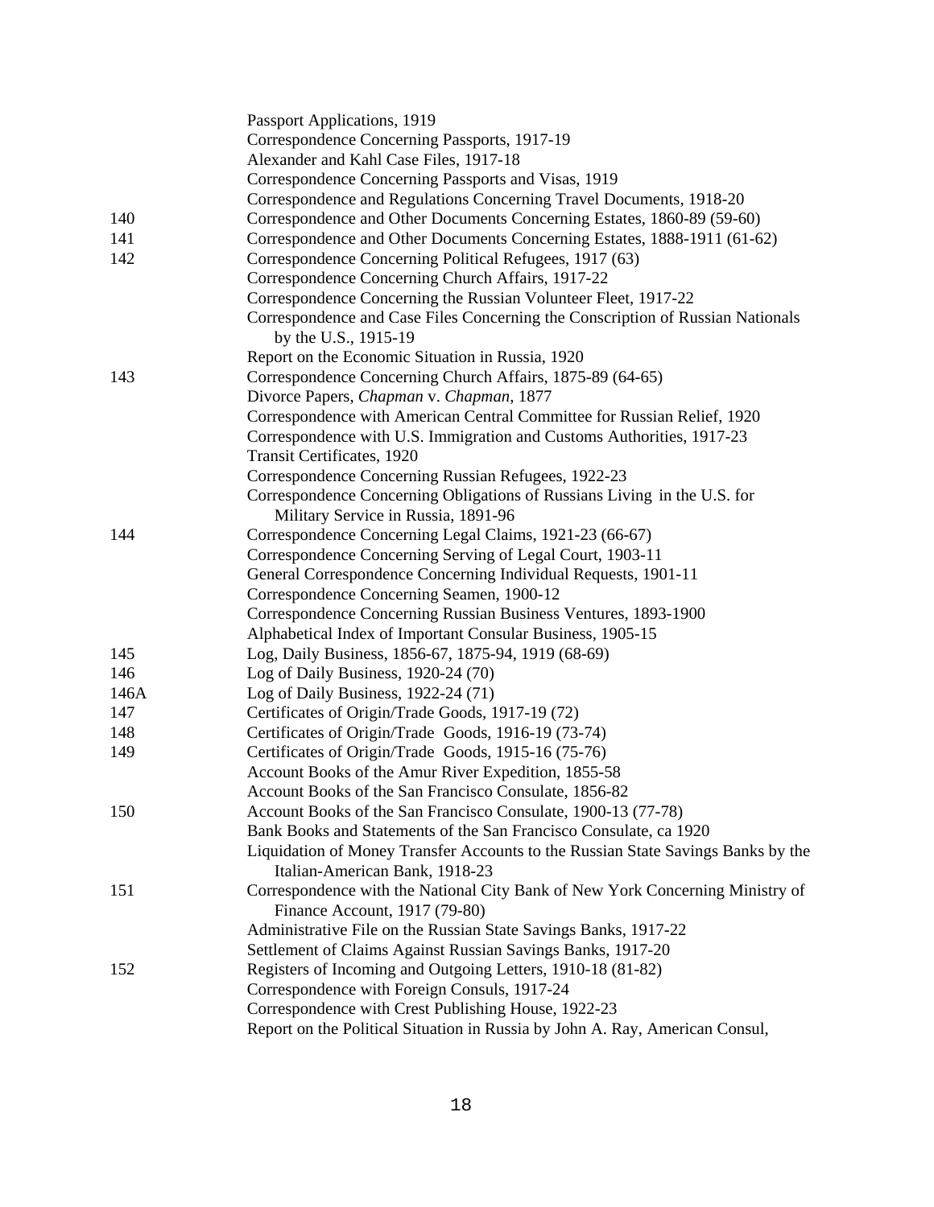| | |
|---|---|
| | Passport Applications, 1919 |
| | Correspondence Concerning Passports, 1917-19 |
| | Alexander and Kahl Case Files, 1917-18 |
| | Correspondence Concerning Passports and Visas, 1919 |
| | Correspondence and Regulations Concerning Travel Documents, 1918-20 |
| 140 | Correspondence and Other Documents Concerning Estates, 1860-89 (59-60) |
| 141 | Correspondence and Other Documents Concerning Estates, 1888-1911 (61-62) |
| 142 | Correspondence Concerning Political Refugees, 1917 (63) |
| | Correspondence Concerning Church Affairs, 1917-22 |
| | Correspondence Concerning the Russian Volunteer Fleet, 1917-22 |
| | Correspondence and Case Files Concerning the Conscription of Russian Nationals by the U.S., 1915-19 |
| | Report on the Economic Situation in Russia, 1920 |
| 143 | Correspondence Concerning Church Affairs, 1875-89 (64-65) |
| | Divorce Papers, *Chapman* v. *Chapman*, 1877 |
| | Correspondence with American Central Committee for Russian Relief, 1920 |
| | Correspondence with U.S. Immigration and Customs Authorities, 1917-23 |
| | Transit Certificates, 1920 |
| | Correspondence Concerning Russian Refugees, 1922-23 |
| | Correspondence Concerning Obligations of Russians Living in the U.S. for Military Service in Russia, 1891-96 |
| 144 | Correspondence Concerning Legal Claims, 1921-23 (66-67) |
| | Correspondence Concerning Serving of Legal Court, 1903-11 |
| | General Correspondence Concerning Individual Requests, 1901-11 |
| | Correspondence Concerning Seamen, 1900-12 |
| | Correspondence Concerning Russian Business Ventures, 1893-1900 |
| | Alphabetical Index of Important Consular Business, 1905-15 |
| 145 | Log, Daily Business, 1856-67, 1875-94, 1919 (68-69) |
| 146 | Log of Daily Business, 1920-24 (70) |
| 146A | Log of Daily Business, 1922-24 (71) |
| 147 | Certificates of Origin/Trade Goods, 1917-19 (72) |
| 148 | Certificates of Origin/Trade Goods, 1916-19 (73-74) |
| 149 | Certificates of Origin/Trade Goods, 1915-16 (75-76) |
| | Account Books of the Amur River Expedition, 1855-58 |
| | Account Books of the San Francisco Consulate, 1856-82 |
| 150 | Account Books of the San Francisco Consulate, 1900-13 (77-78) |
| | Bank Books and Statements of the San Francisco Consulate, ca 1920 |
| | Liquidation of Money Transfer Accounts to the Russian State Savings Banks by the Italian-American Bank, 1918-23 |
| 151 | Correspondence with the National City Bank of New York Concerning Ministry of Finance Account, 1917 (79-80) |
| | Administrative File on the Russian State Savings Banks, 1917-22 |
| | Settlement of Claims Against Russian Savings Banks, 1917-20 |
| 152 | Registers of Incoming and Outgoing Letters, 1910-18 (81-82) |
| | Correspondence with Foreign Consuls, 1917-24 |
| | Correspondence with Crest Publishing House, 1922-23 |
| | Report on the Political Situation in Russia by John A. Ray, American Consul, |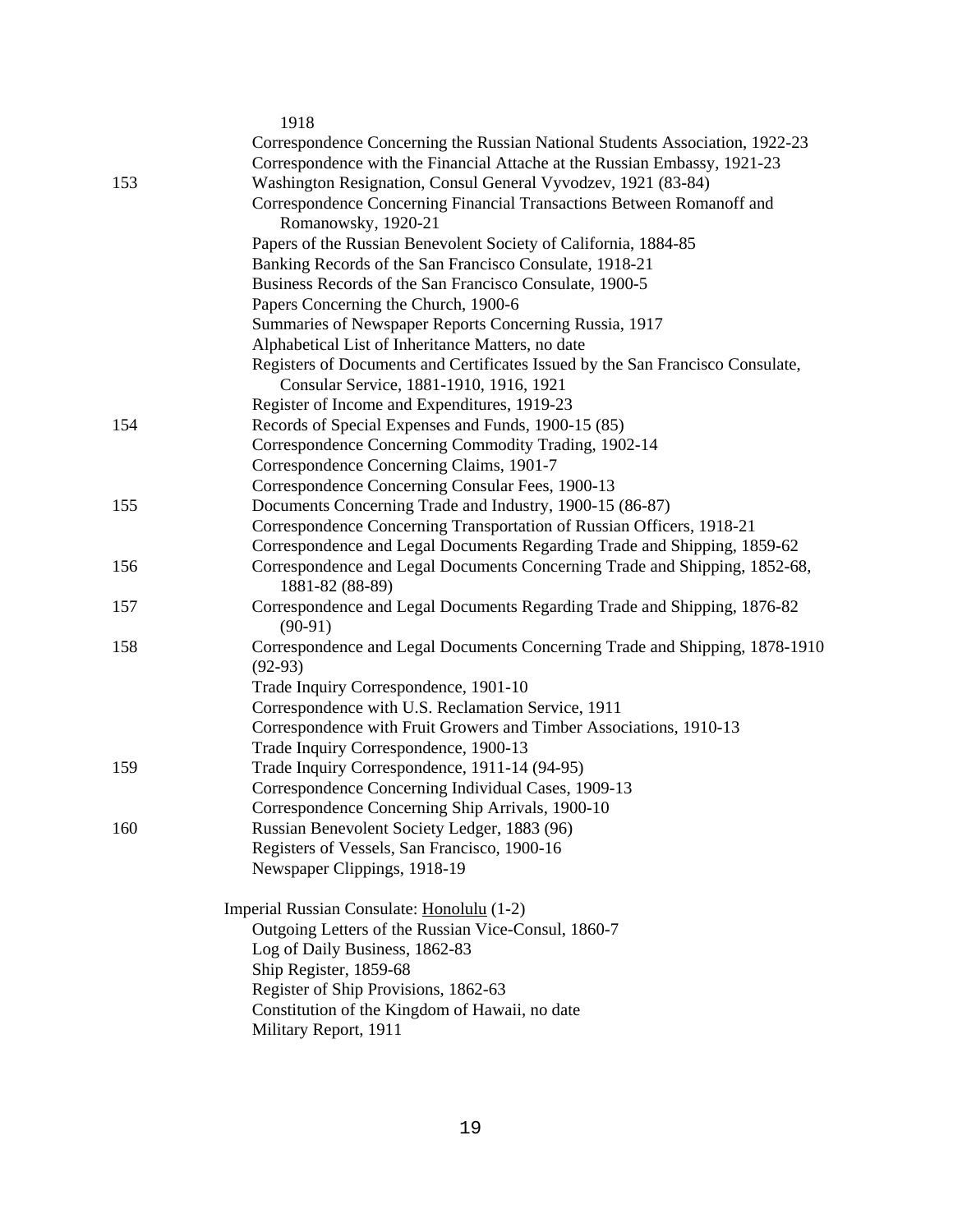1918

Correspondence Concerning the Russian National Students Association, 1922-23

Correspondence with the Financial Attache at the Russian Embassy, 1921-23

153 Washington Resignation, Consul General Vyvodzev, 1921 (83-84)

Correspondence Concerning Financial Transactions Between Romanoff and Romanowsky, 1920-21

Papers of the Russian Benevolent Society of California, 1884-85

Banking Records of the San Francisco Consulate, 1918-21

Business Records of the San Francisco Consulate, 1900-5

Papers Concerning the Church, 1900-6

Summaries of Newspaper Reports Concerning Russia, 1917

Alphabetical List of Inheritance Matters, no date

Registers of Documents and Certificates Issued by the San Francisco Consulate, Consular Service, 1881-1910, 1916, 1921

Register of Income and Expenditures, 1919-23

154 Records of Special Expenses and Funds, 1900-15 (85)

Correspondence Concerning Commodity Trading, 1902-14

Correspondence Concerning Claims, 1901-7

Correspondence Concerning Consular Fees, 1900-13

155 Documents Concerning Trade and Industry, 1900-15 (86-87)

Correspondence Concerning Transportation of Russian Officers, 1918-21

Correspondence and Legal Documents Regarding Trade and Shipping, 1859-62

156 Correspondence and Legal Documents Concerning Trade and Shipping, 1852-68, 1881-82 (88-89)

157 Correspondence and Legal Documents Regarding Trade and Shipping, 1876-82 (90-91)

158 Correspondence and Legal Documents Concerning Trade and Shipping, 1878-1910 (92-93)

Trade Inquiry Correspondence, 1901-10

Correspondence with U.S. Reclamation Service, 1911

Correspondence with Fruit Growers and Timber Associations, 1910-13

Trade Inquiry Correspondence, 1900-13

159 Trade Inquiry Correspondence, 1911-14 (94-95)

Correspondence Concerning Individual Cases, 1909-13

Correspondence Concerning Ship Arrivals, 1900-10

160 Russian Benevolent Society Ledger, 1883 (96)

Registers of Vessels, San Francisco, 1900-16

Newspaper Clippings, 1918-19

Imperial Russian Consulate: Honolulu (1-2)

Outgoing Letters of the Russian Vice-Consul, 1860-7

Log of Daily Business, 1862-83

Ship Register, 1859-68

Register of Ship Provisions, 1862-63

Constitution of the Kingdom of Hawaii, no date

Military Report, 1911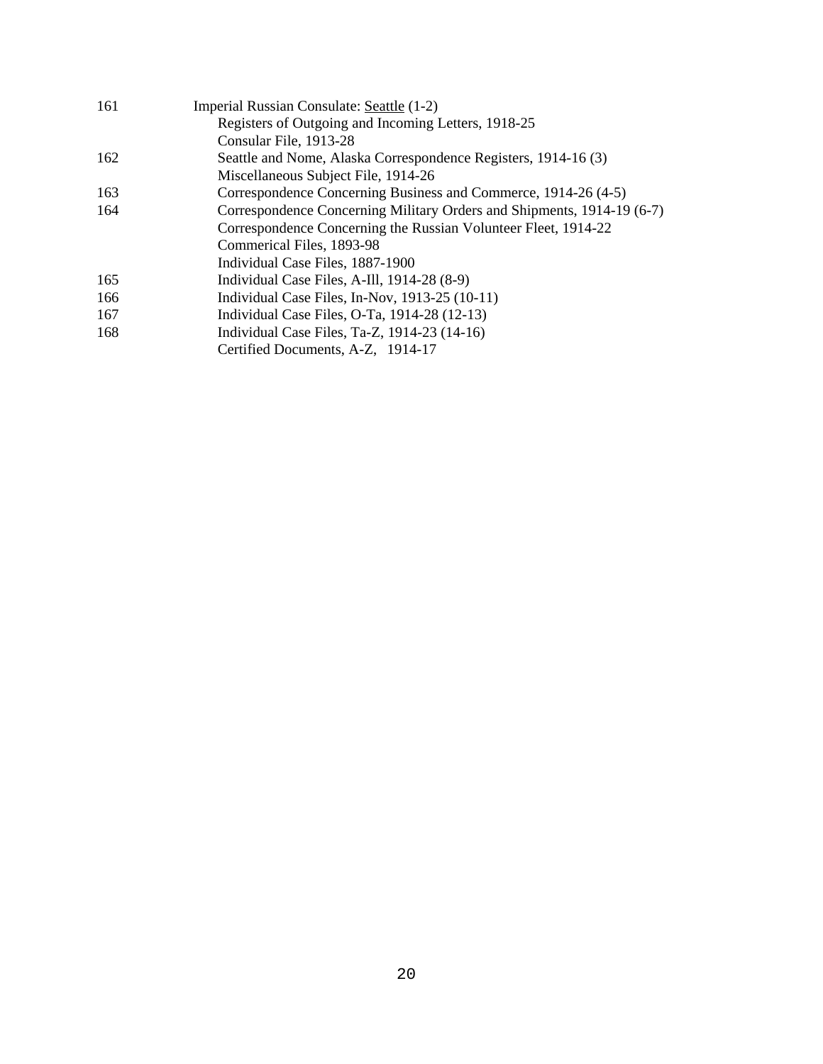| | |
|---|---|
| 161 | Imperial Russian Consulate: <u>Seattle</u> (1-2) |
| | Registers of Outgoing and Incoming Letters, 1918-25 |
| | Consular File, 1913-28 |
| 162 | Seattle and Nome, Alaska Correspondence Registers, 1914-16 (3) |
| | Miscellaneous Subject File, 1914-26 |
| 163 | Correspondence Concerning Business and Commerce, 1914-26 (4-5) |
| 164 | Correspondence Concerning Military Orders and Shipments, 1914-19 (6-7) |
| | Correspondence Concerning the Russian Volunteer Fleet, 1914-22 |
| | Commerical Files, 1893-98 |
| | Individual Case Files, 1887-1900 |
| 165 | Individual Case Files, A-Ill, 1914-28 (8-9) |
| 166 | Individual Case Files, In-Nov, 1913-25 (10-11) |
| 167 | Individual Case Files, O-Ta, 1914-28 (12-13) |
| 168 | Individual Case Files, Ta-Z, 1914-23 (14-16) |
| | Certified Documents, A-Z, 1914-17 |